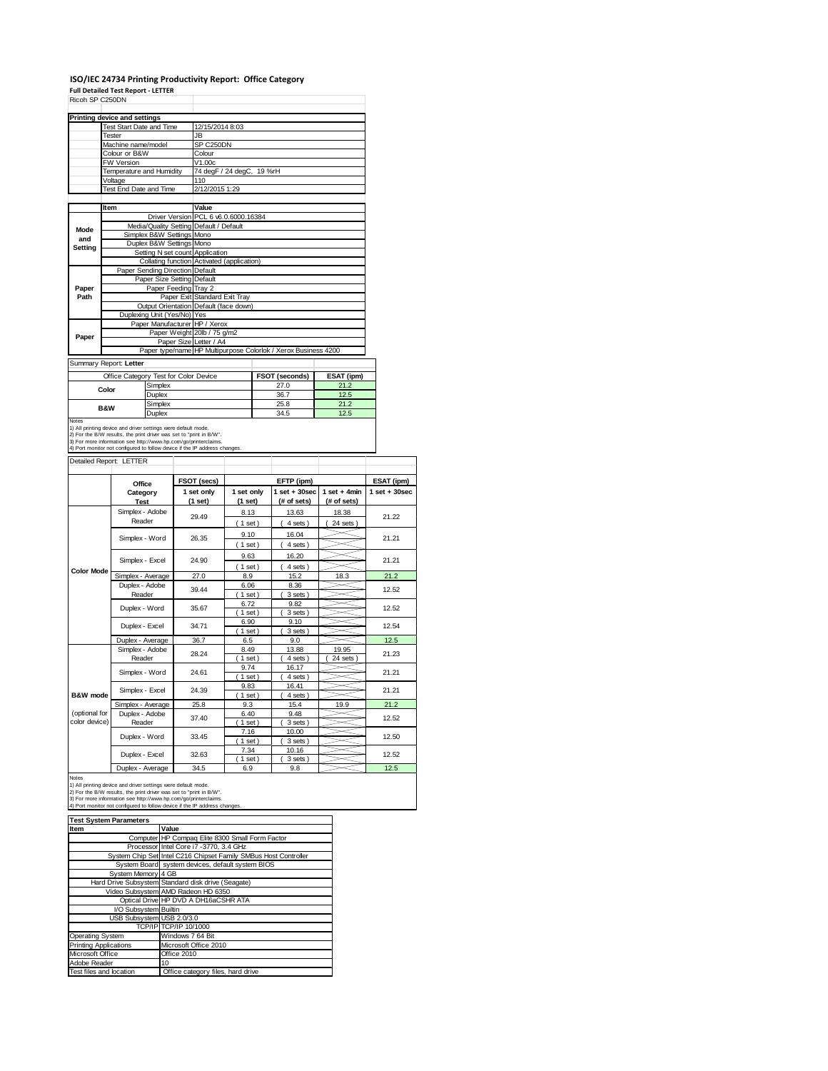# ISO/IEC 24734 Printing Productivity Report: Office Category

**Full Detailed Test Report - LETTER**

Ricoh SP C250DN

| Printing device and settings | |
|---|---|
| Test Start Date and Time | 12/15/2014 8:03 |
| Tester | JB |
| Machine name/model | SP C250DN |
| Colour or B&W | Colour |
| FW Version | V1.00c |
| Temperature and Humidity | 74 degF / 24 degC, 19 %rH |
| Voltage | 110 |
| Test End Date and Time | 2/12/2015 1:29 |

| | Item | Value |
|---|---|---|
| Mode and Setting | Driver Version | PCL 6 v6.0.6000.16384 |
| | Media/Quality Setting | Default / Default |
| | Simplex B&W Settings | Mono |
| | Duplex B&W Settings | Mono |
| | Setting N set count | Application |
| | Collating function | Activated (application) |
| Paper Path | Paper Sending Direction | Default |
| | Paper Size Setting | Default |
| | Paper Feeding | Tray 2 |
| | Paper Exit | Standard Exit Tray |
| | Output Orientation | Default (face down) |
| | Duplexing Unit (Yes/No) | Yes |
| Paper | Paper Manufacturer | HP / Xerox |
| | Paper Weight | 20lb / 75 g/m2 |
| | Paper Size | Letter / A4 |
| | Paper type/name | HP Multipurpose Colorlok / Xerox Business 4200 |

Summary Report: **Letter**

| Office Category Test for Color Device | | FSOT (seconds) | ESAT (ipm) |
|---|---|---|---|
| Color | Simplex | 27.0 | 21.2 |
| | Duplex | 36.7 | 12.5 |
| B&W | Simplex | 25.8 | 21.2 |
| | Duplex | 34.5 | 12.5 |

Notes
1) All printing device and driver settings were default mode.
2) For the B/W results, the print driver was set to "print in B/W".
3) For more information see http://www.hp.com/go/printerclaims.
4) Port monitor not configured to follow device if the IP address changes.

Detailed Report: LETTER

| | Office Category Test | FSOT (secs) 1 set only (1 set) | EFTP (ipm) 1 set only (1 set) | EFTP (ipm) 1 set + 30sec (# of sets) | EFTP (ipm) 1 set + 4min (# of sets) | ESAT (ipm) 1 set + 30sec |
|---|---|---|---|---|---|---|
| Color Mode | Simplex - Adobe Reader | 29.49 | 8.13 (1 set) | 13.63 (4 sets) | 18.38 (24 sets) | 21.22 |
| | Simplex - Word | 26.35 | 9.10 (1 set) | 16.04 (4 sets) | | 21.21 |
| | Simplex - Excel | 24.90 | 9.63 (1 set) | 16.20 (4 sets) | | 21.21 |
| | Simplex - Average | 27.0 | 8.9 | 15.2 | 18.3 | 21.2 |
| | Duplex - Adobe Reader | 39.44 | 6.06 (1 set) | 8.36 (3 sets) | | 12.52 |
| | Duplex - Word | 35.67 | 6.72 (1 set) | 9.82 (3 sets) | | 12.52 |
| | Duplex - Excel | 34.71 | 6.90 (1 set) | 9.10 (3 sets) | | 12.54 |
| | Duplex - Average | 36.7 | 6.5 | 9.0 | | 12.5 |
| B&W mode (optional for color device) | Simplex - Adobe Reader | 28.24 | 8.49 (1 set) | 13.88 (4 sets) | 19.95 (24 sets) | 21.23 |
| | Simplex - Word | 24.61 | 9.74 (1 set) | 16.17 (4 sets) | | 21.21 |
| | Simplex - Excel | 24.39 | 9.83 (1 set) | 16.41 (4 sets) | | 21.21 |
| | Simplex - Average | 25.8 | 9.3 | 15.4 | 19.9 | 21.2 |
| | Duplex - Adobe Reader | 37.40 | 6.40 (1 set) | 9.48 (3 sets) | | 12.52 |
| | Duplex - Word | 33.45 | 7.16 (1 set) | 10.00 (3 sets) | | 12.50 |
| | Duplex - Excel | 32.63 | 7.34 (1 set) | 10.16 (3 sets) | | 12.52 |
| | Duplex - Average | 34.5 | 6.9 | 9.8 | | 12.5 |

Notes
1) All printing device and driver settings were default mode.
2) For the B/W results, the print driver was set to "print in B/W".
3) For more information see http://www.hp.com/go/printerclaims.
4) Port monitor not configured to follow device if the IP address changes.

| Test System Parameters | |
|---|---|
| **Item** | **Value** |
| Computer | HP Compaq Elite 8300 Small Form Factor |
| Processor | Intel Core i7 -3770, 3.4 GHz |
| System Chip Set | Intel C216 Chipset Family SMBus Host Controller |
| System Board | system devices, default system BIOS |
| System Memory | 4 GB |
| Hard Drive Subsystem | Standard disk drive (Seagate) |
| Video Subsystem | AMD Radeon HD 6350 |
| Optical Drive | HP DVD A DH16aCSHR ATA |
| I/O Subsystem | Builtin |
| USB Subsystem | USB 2.0/3.0 |
| TCP/IP | TCP/IP 10/1000 |
| Operating System | Windows 7 64 Bit |
| Printing Applications | Microsoft Office 2010 |
| Microsoft Office | Office 2010 |
| Adobe Reader | 10 |
| Test files and location | Office category files, hard drive |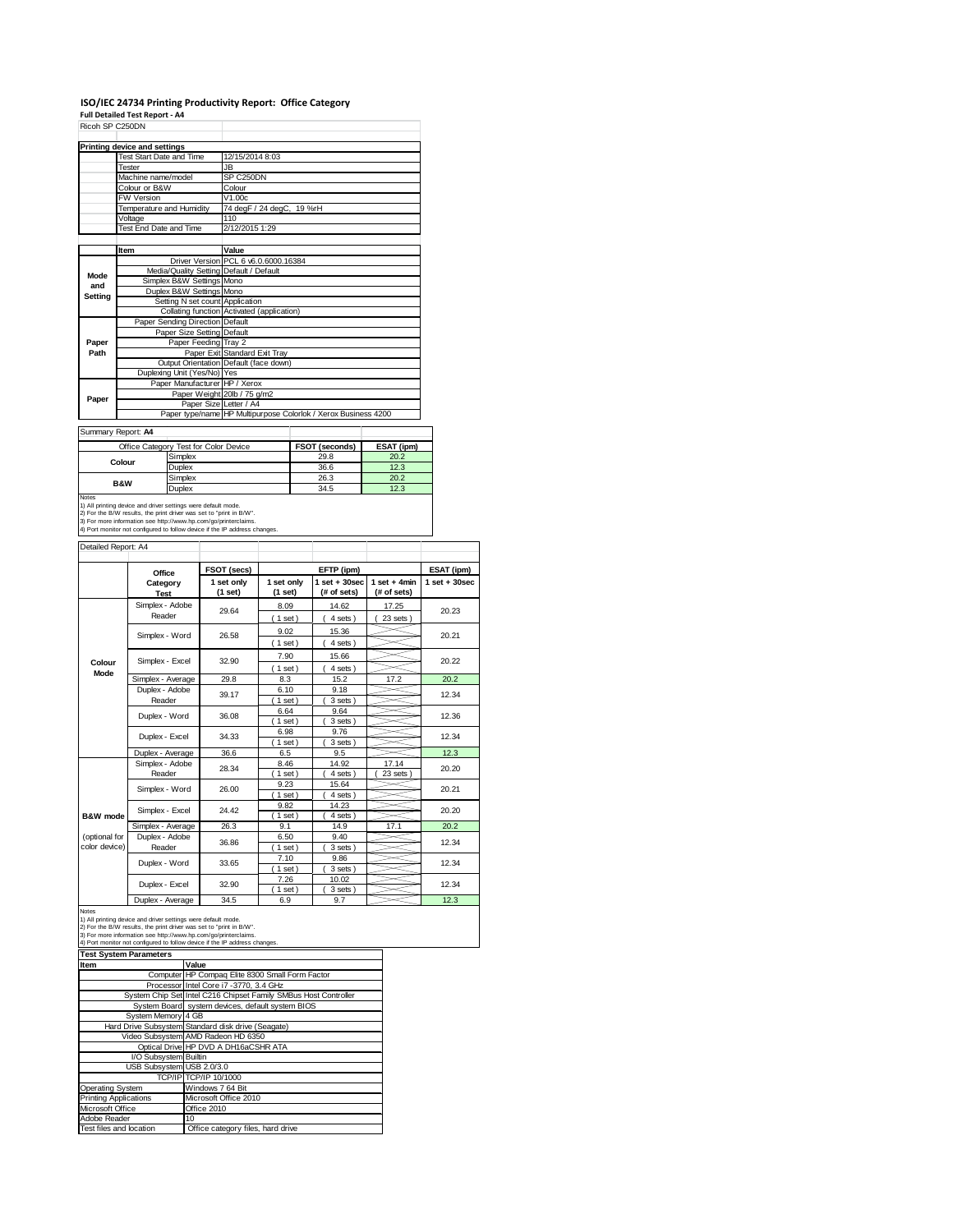# ISO/IEC 24734 Printing Productivity Report: Office Category

**Full Detailed Test Report - A4**

Ricoh SP C250DN

| Printing device and settings | |
|---|---|
| Test Start Date and Time | 12/15/2014 8:03 |
| Tester | JB |
| Machine name/model | SP C250DN |
| Colour or B&W | Colour |
| FW Version | V1.00c |
| Temperature and Humidity | 74 degF / 24 degC, 19 %rH |
| Voltage | 110 |
| Test End Date and Time | 2/12/2015 1:29 |

| | Item | Value |
|---|---|---|
| Mode and Setting | Driver Version | PCL 6 v6.0.6000.16384 |
| | Media/Quality Setting | Default / Default |
| | Simplex B&W Settings | Mono |
| | Duplex B&W Settings | Mono |
| | Setting N set count | Application |
| | Collating function | Activated (application) |
| Paper Path | Paper Sending Direction | Default |
| | Paper Size Setting | Default |
| | Paper Feeding | Tray 2 |
| | Paper Exit | Standard Exit Tray |
| | Output Orientation | Default (face down) |
| | Duplexing Unit (Yes/No) | Yes |
| Paper | Paper Manufacturer | HP / Xerox |
| | Paper Weight | 20lb / 75 g/m2 |
| | Paper Size | Letter / A4 |
| | Paper type/name | HP Multipurpose Colorlok / Xerox Business 4200 |

Summary Report: **A4**

| Office Category Test for Color Device | | FSOT (seconds) | ESAT (ipm) |
|---|---|---|---|
| Colour | Simplex | 29.8 | 20.2 |
| | Duplex | 36.6 | 12.3 |
| B&W | Simplex | 26.3 | 20.2 |
| | Duplex | 34.5 | 12.3 |

Notes
1) All printing device and driver settings were default mode.
2) For the B/W results, the print driver was set to "print in B/W".
3) For more information see http://www.hp.com/go/printerclaims.
4) Port monitor not configured to follow device if the IP address changes.

Detailed Report: A4

| | Office Category Test | FSOT (secs) 1 set only (1 set) | EFTP (ipm) 1 set only (1 set) | EFTP (ipm) 1 set + 30sec (# of sets) | EFTP (ipm) 1 set + 4min (# of sets) | ESAT (ipm) 1 set + 30sec |
|---|---|---|---|---|---|---|
| Colour Mode | Simplex - Adobe Reader | 29.64 | 8.09 (1 set) | 14.62 (4 sets) | 17.25 (23 sets) | 20.23 |
| | Simplex - Word | 26.58 | 9.02 (1 set) | 15.36 (4 sets) | | 20.21 |
| | Simplex - Excel | 32.90 | 7.90 (1 set) | 15.66 (4 sets) | | 20.22 |
| | Simplex - Average | 29.8 | 8.3 | 15.2 | 17.2 | 20.2 |
| | Duplex - Adobe Reader | 39.17 | 6.10 (1 set) | 9.18 (3 sets) | | 12.34 |
| | Duplex - Word | 36.08 | 6.64 (1 set) | 9.64 (3 sets) | | 12.36 |
| | Duplex - Excel | 34.33 | 6.98 (1 set) | 9.76 (3 sets) | | 12.34 |
| | Duplex - Average | 36.6 | 6.5 | 9.5 | | 12.3 |
| B&W mode (optional for color device) | Simplex - Adobe Reader | 28.34 | 8.46 (1 set) | 14.92 (4 sets) | 17.14 (23 sets) | 20.20 |
| | Simplex - Word | 26.00 | 9.23 (1 set) | 15.64 (4 sets) | | 20.21 |
| | Simplex - Excel | 24.42 | 9.82 (1 set) | 14.23 (4 sets) | | 20.20 |
| | Simplex - Average | 26.3 | 9.1 | 14.9 | 17.1 | 20.2 |
| | Duplex - Adobe Reader | 36.86 | 6.50 (1 set) | 9.40 (3 sets) | | 12.34 |
| | Duplex - Word | 33.65 | 7.10 (1 set) | 9.86 (3 sets) | | 12.34 |
| | Duplex - Excel | 32.90 | 7.26 (1 set) | 10.02 (3 sets) | | 12.34 |
| | Duplex - Average | 34.5 | 6.9 | 9.7 | | 12.3 |

Notes
1) All printing device and driver settings were default mode.
2) For the B/W results, the print driver was set to "print in B/W".
3) For more information see http://www.hp.com/go/printerclaims.
4) Port monitor not configured to follow device if the IP address changes.

| Test System Parameters | |
|---|---|
| **Item** | **Value** |
| Computer | HP Compaq Elite 8300 Small Form Factor |
| Processor | Intel Core i7 -3770, 3.4 GHz |
| System Chip Set | Intel C216 Chipset Family SMBus Host Controller |
| System Board | system devices, default system BIOS |
| System Memory | 4 GB |
| Hard Drive Subsystem | Standard disk drive (Seagate) |
| Video Subsystem | AMD Radeon HD 6350 |
| Optical Drive | HP DVD A DH16aCSHR ATA |
| I/O Subsystem | Builtin |
| USB Subsystem | USB 2.0/3.0 |
| TCP/IP | TCP/IP 10/1000 |
| Operating System | Windows 7 64 Bit |
| Printing Applications | Microsoft Office 2010 |
| Microsoft Office | Office 2010 |
| Adobe Reader | 10 |
| Test files and location | Office category files, hard drive |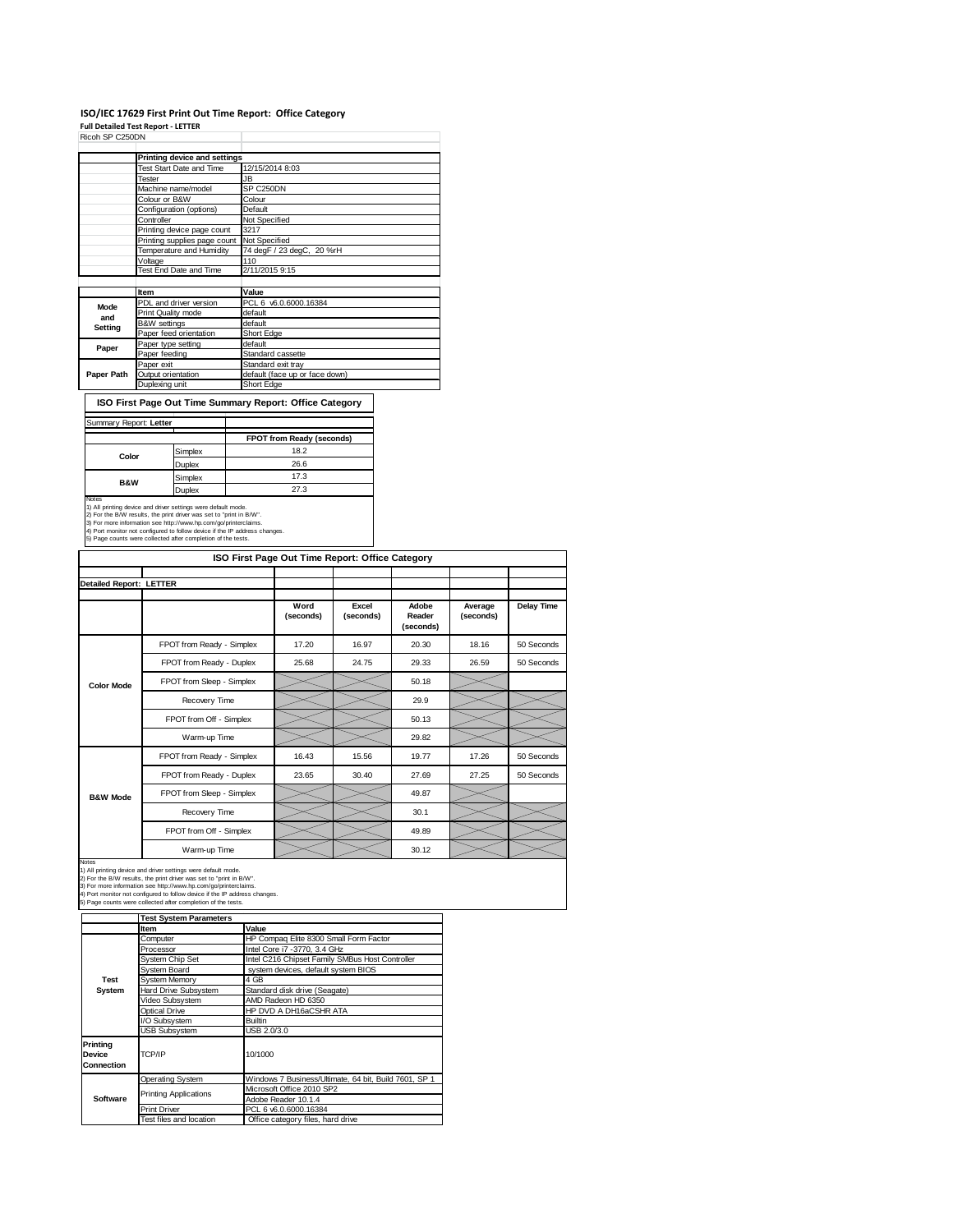# ISO/IEC 17629 First Print Out Time Report: Office Category

**Full Detailed Test Report - LETTER**

Ricoh SP C250DN

| | Printing device and settings | |
|---|---|---|
| | Test Start Date and Time | 12/15/2014 8:03 |
| | Tester | JB |
| | Machine name/model | SP C250DN |
| | Colour or B&W | Colour |
| | Configuration (options) | Default |
| | Controller | Not Specified |
| | Printing device page count | 3217 |
| | Printing supplies page count | Not Specified |
| | Temperature and Humidity | 74 degF / 23 degC, 20 %rH |
| | Voltage | 110 |
| | Test End Date and Time | 2/11/2015 9:15 |

| | Item | Value |
|---|---|---|
| Mode and Setting | PDL and driver version | PCL 6 v6.0.6000.16384 |
| | Print Quality mode | default |
| | B&W settings | default |
| | Paper feed orientation | Short Edge |
| Paper | Paper type setting | default |
| | Paper feeding | Standard cassette |
| Paper Path | Paper exit | Standard exit tray |
| | Output orientation | default (face up or face down) |
| | Duplexing unit | Short Edge |

## ISO First Page Out Time Summary Report: Office Category

Summary Report: **Letter**

| | | FPOT from Ready (seconds) |
|---|---|---|
| Color | Simplex | 18.2 |
| | Duplex | 26.6 |
| B&W | Simplex | 17.3 |
| | Duplex | 27.3 |

Notes
1) All printing device and driver settings were default mode.
2) For the B/W results, the print driver was set to "print in B/W".
3) For more information see http://www.hp.com/go/printerclaims.
4) Port monitor not configured to follow device if the IP address changes.
5) Page counts were collected after completion of the tests.

## ISO First Page Out Time Report: Office Category

Detailed Report: LETTER

| | | Word (seconds) | Excel (seconds) | Adobe Reader (seconds) | Average (seconds) | Delay Time |
|---|---|---|---|---|---|---|
| Color Mode | FPOT from Ready - Simplex | 17.20 | 16.97 | 20.30 | 18.16 | 50 Seconds |
| | FPOT from Ready - Duplex | 25.68 | 24.75 | 29.33 | 26.59 | 50 Seconds |
| | FPOT from Sleep - Simplex | | | 50.18 | | |
| | Recovery Time | | | 29.9 | | |
| | FPOT from Off - Simplex | | | 50.13 | | |
| | Warm-up Time | | | 29.82 | | |
| B&W Mode | FPOT from Ready - Simplex | 16.43 | 15.56 | 19.77 | 17.26 | 50 Seconds |
| | FPOT from Ready - Duplex | 23.65 | 30.40 | 27.69 | 27.25 | 50 Seconds |
| | FPOT from Sleep - Simplex | | | 49.87 | | |
| | Recovery Time | | | 30.1 | | |
| | FPOT from Off - Simplex | | | 49.89 | | |
| | Warm-up Time | | | 30.12 | | |

Notes
1) All printing device and driver settings were default mode.
2) For the B/W results, the print driver was set to "print in B/W".
3) For more information see http://www.hp.com/go/printerclaims.
4) Port monitor not configured to follow device if the IP address changes.
5) Page counts were collected after completion of the tests.

| | Test System Parameters | |
|---|---|---|
| | Item | Value |
| Test System | Computer | HP Compaq Elite 8300 Small Form Factor |
| | Processor | Intel Core i7 -3770, 3.4 GHz |
| | System Chip Set | Intel C216 Chipset Family SMBus Host Controller |
| | System Board | system devices, default system BIOS |
| | System Memory | 4 GB |
| | Hard Drive Subsystem | Standard disk drive (Seagate) |
| | Video Subsystem | AMD Radeon HD 6350 |
| | Optical Drive | HP DVD A DH16aCSHR ATA |
| | I/O Subsystem | Builtin |
| | USB Subsystem | USB 2.0/3.0 |
| Printing Device Connection | TCP/IP | 10/1000 |
| Software | Operating System | Windows 7 Business/Ultimate, 64 bit, Build 7601, SP 1 |
| | Printing Applications | Microsoft Office 2010 SP2 |
| | | Adobe Reader 10.1.4 |
| | Print Driver | PCL 6 v6.0.6000.16384 |
| | Test files and location | Office category files, hard drive |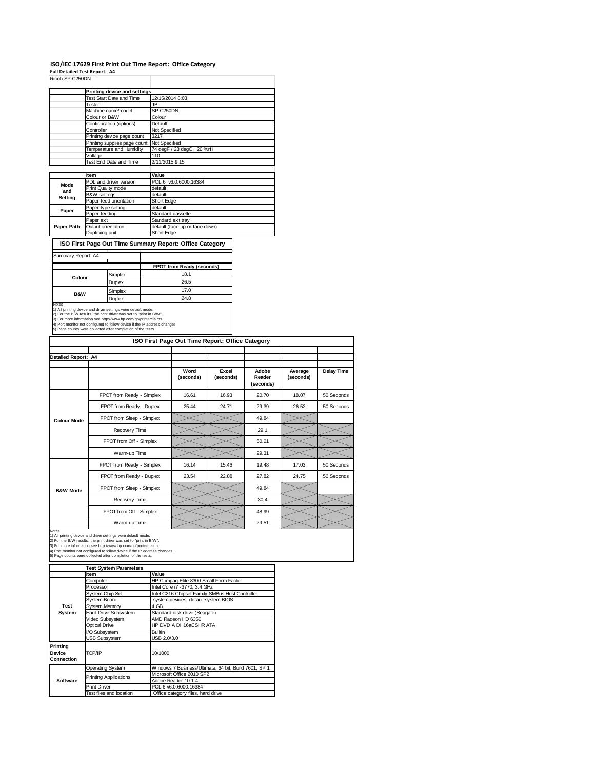# ISO/IEC 17629 First Print Out Time Report: Office Category

**Full Detailed Test Report - A4**

Ricoh SP C250DN

| | | |
|---|---|---|
| | **Printing device and settings** | |
| | Test Start Date and Time | 12/15/2014 8:03 |
| | Tester | JB |
| | Machine name/model | SP C250DN |
| | Colour or B&W | Colour |
| | Configuration (options) | Default |
| | Controller | Not Specified |
| | Printing device page count | 3217 |
| | Printing supplies page count | Not Specified |
| | Temperature and Humidity | 74 degF / 23 degC, 20 %rH |
| | Voltage | 110 |
| | Test End Date and Time | 2/11/2015 9:15 |

| | | |
|---|---|---|
| | **Item** | **Value** |
| **Mode and Setting** | PDL and driver version | PCL 6 v6.0.6000.16384 |
| | Print Quality mode | default |
| | B&W settings | default |
| | Paper feed orientation | Short Edge |
| **Paper** | Paper type setting | default |
| | Paper feeding | Standard cassette |
| **Paper Path** | Paper exit | Standard exit tray |
| | Output orientation | default (face up or face down) |
| | Duplexing unit | Short Edge |

## ISO First Page Out Time Summary Report: Office Category

Summary Report: A4

| | | FPOT from Ready (seconds) |
|---|---|---|
| **Colour** | Simplex | 18.1 |
| | Duplex | 26.5 |
| **B&W** | Simplex | 17.0 |
| | Duplex | 24.8 |

Notes
1) All printing device and driver settings were default mode.
2) For the B/W results, the print driver was set to "print in B/W".
3) For more information see http://www.hp.com/go/printerclaims.
4) Port monitor not configured to follow device if the IP address changes.
5) Page counts were collected after completion of the tests.

## ISO First Page Out Time Report: Office Category

Detailed Report: A4

| | | Word (seconds) | Excel (seconds) | Adobe Reader (seconds) | Average (seconds) | Delay Time |
|---|---|---|---|---|---|---|
| **Colour Mode** | FPOT from Ready - Simplex | 16.61 | 16.93 | 20.70 | 18.07 | 50 Seconds |
| | FPOT from Ready - Duplex | 25.44 | 24.71 | 29.39 | 26.52 | 50 Seconds |
| | FPOT from Sleep - Simplex | | | 49.84 | | |
| | Recovery Time | | | 29.1 | | |
| | FPOT from Off - Simplex | | | 50.01 | | |
| | Warm-up Time | | | 29.31 | | |
| **B&W Mode** | FPOT from Ready - Simplex | 16.14 | 15.46 | 19.48 | 17.03 | 50 Seconds |
| | FPOT from Ready - Duplex | 23.54 | 22.88 | 27.82 | 24.75 | 50 Seconds |
| | FPOT from Sleep - Simplex | | | 49.84 | | |
| | Recovery Time | | | 30.4 | | |
| | FPOT from Off - Simplex | | | 48.99 | | |
| | Warm-up Time | | | 29.51 | | |

Notes
1) All printing device and driver settings were default mode.
2) For the B/W results, the print driver was set to "print in B/W".
3) For more information see http://www.hp.com/go/printerclaims.
4) Port monitor not configured to follow device if the IP address changes.
5) Page counts were collected after completion of the tests.

| | | |
|---|---|---|
| | **Test System Parameters** | |
| | **Item** | **Value** |
| **Test System** | Computer | HP Compaq Elite 8300 Small Form Factor |
| | Processor | Intel Core i7 -3770, 3.4 GHz |
| | System Chip Set | Intel C216 Chipset Family SMBus Host Controller |
| | System Board | system devices, default system BIOS |
| | System Memory | 4 GB |
| | Hard Drive Subsystem | Standard disk drive (Seagate) |
| | Video Subsystem | AMD Radeon HD 6350 |
| | Optical Drive | HP DVD A DH16aCSHR ATA |
| | I/O Subsystem | Builtin |
| | USB Subsystem | USB 2.0/3.0 |
| **Printing Device Connection** | TCP/IP | 10/1000 |
| **Software** | Operating System | Windows 7 Business/Ultimate, 64 bit, Build 7601, SP 1 |
| | Printing Applications | Microsoft Office 2010 SP2 |
| | | Adobe Reader 10.1.4 |
| | Print Driver | PCL 6 v6.0.6000.16384 |
| | Test files and location | Office category files, hard drive |